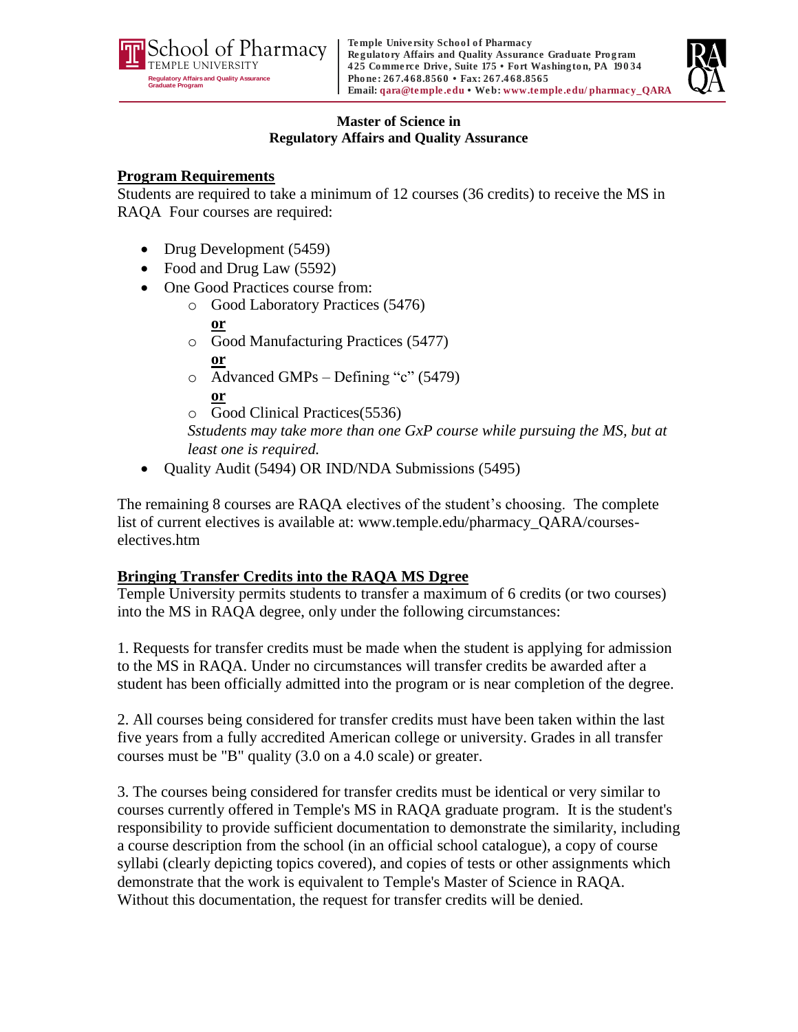School of Pharmacy
TEMPLE UNIVERSITY
Regulatory Affairs and Quality Assurance Graduate Program

**Temple University School of Pharmacy**
**Regulatory Affairs and Quality Assurance Graduate Program**
**425 Commerce Drive, Suite 175 • Fort Washington, PA 19034**
**Phone: 267.468.8560 • Fax: 267.468.8565**
**Email: qara@temple.edu • Web: www.temple.edu/pharmacy_QARA**

RA QA

**Master of Science in**
**Regulatory Affairs and Quality Assurance**

## Program Requirements

Students are required to take a minimum of 12 courses (36 credits) to receive the MS in RAQA Four courses are required:

- Drug Development (5459)
- Food and Drug Law (5592)
- One Good Practices course from:
  - Good Laboratory Practices (5476)
    **or**
  - Good Manufacturing Practices (5477)
    **or**
  - Advanced GMPs – Defining "c" (5479)
    **or**
  - Good Clinical Practices(5536)

  *Sstudents may take more than one GxP course while pursuing the MS, but at least one is required.*
- Quality Audit (5494) OR IND/NDA Submissions (5495)

The remaining 8 courses are RAQA electives of the student's choosing. The complete list of current electives is available at: www.temple.edu/pharmacy_QARA/courses-electives.htm

## Bringing Transfer Credits into the RAQA MS Dgree

Temple University permits students to transfer a maximum of 6 credits (or two courses) into the MS in RAQA degree, only under the following circumstances:

1. Requests for transfer credits must be made when the student is applying for admission to the MS in RAQA. Under no circumstances will transfer credits be awarded after a student has been officially admitted into the program or is near completion of the degree.

2. All courses being considered for transfer credits must have been taken within the last five years from a fully accredited American college or university. Grades in all transfer courses must be "B" quality (3.0 on a 4.0 scale) or greater.

3. The courses being considered for transfer credits must be identical or very similar to courses currently offered in Temple's MS in RAQA graduate program. It is the student's responsibility to provide sufficient documentation to demonstrate the similarity, including a course description from the school (in an official school catalogue), a copy of course syllabi (clearly depicting topics covered), and copies of tests or other assignments which demonstrate that the work is equivalent to Temple's Master of Science in RAQA. Without this documentation, the request for transfer credits will be denied.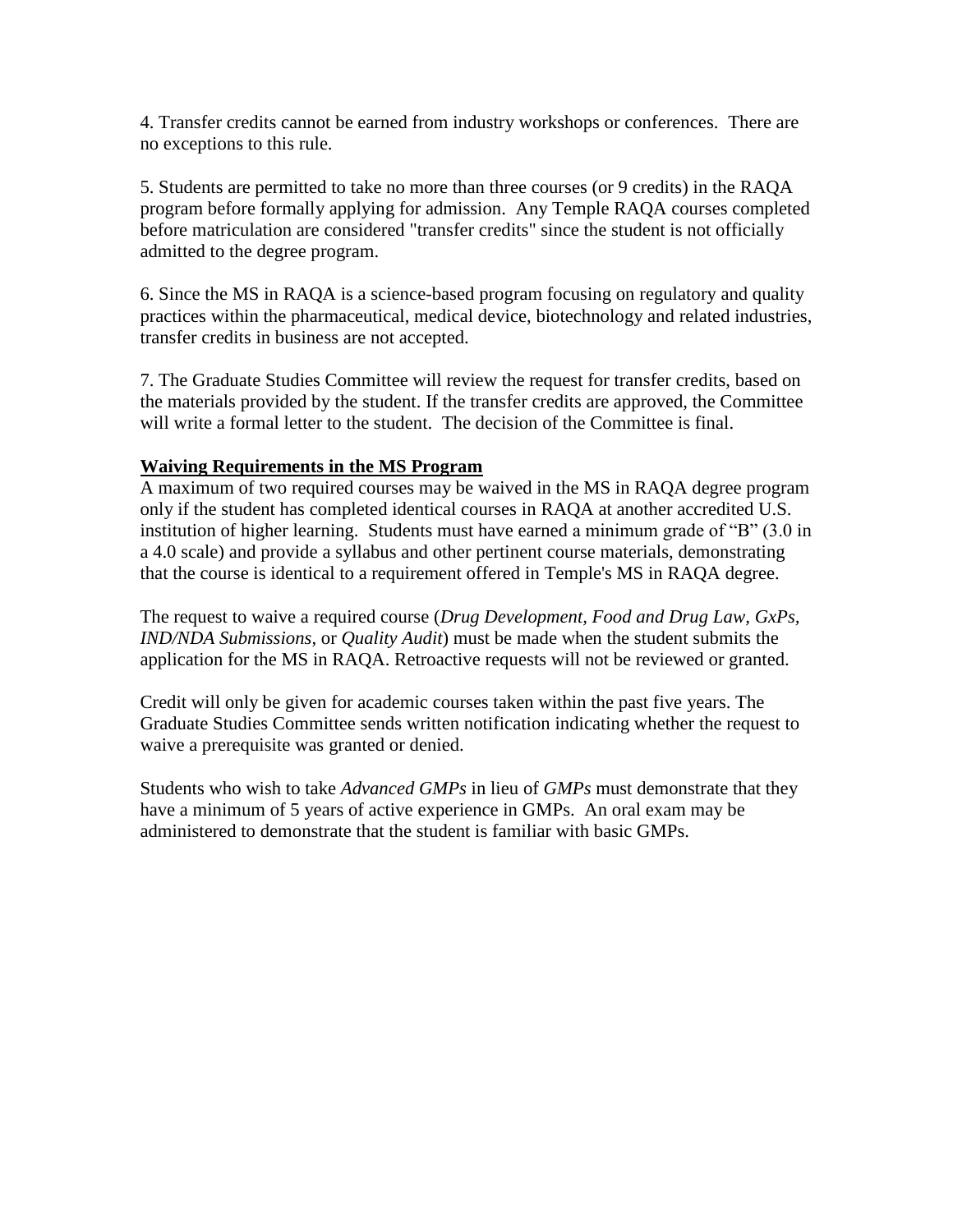4. Transfer credits cannot be earned from industry workshops or conferences. There are no exceptions to this rule.

5. Students are permitted to take no more than three courses (or 9 credits) in the RAQA program before formally applying for admission. Any Temple RAQA courses completed before matriculation are considered "transfer credits" since the student is not officially admitted to the degree program.

6. Since the MS in RAQA is a science-based program focusing on regulatory and quality practices within the pharmaceutical, medical device, biotechnology and related industries, transfer credits in business are not accepted.

7. The Graduate Studies Committee will review the request for transfer credits, based on the materials provided by the student. If the transfer credits are approved, the Committee will write a formal letter to the student. The decision of the Committee is final.

**Waiving Requirements in the MS Program**

A maximum of two required courses may be waived in the MS in RAQA degree program only if the student has completed identical courses in RAQA at another accredited U.S. institution of higher learning. Students must have earned a minimum grade of "B" (3.0 in a 4.0 scale) and provide a syllabus and other pertinent course materials, demonstrating that the course is identical to a requirement offered in Temple's MS in RAQA degree.

The request to waive a required course (*Drug Development*, *Food and Drug Law*, *GxPs*, *IND/NDA Submissions*, or *Quality Audit*) must be made when the student submits the application for the MS in RAQA. Retroactive requests will not be reviewed or granted.

Credit will only be given for academic courses taken within the past five years. The Graduate Studies Committee sends written notification indicating whether the request to waive a prerequisite was granted or denied.

Students who wish to take *Advanced GMPs* in lieu of *GMPs* must demonstrate that they have a minimum of 5 years of active experience in GMPs. An oral exam may be administered to demonstrate that the student is familiar with basic GMPs.